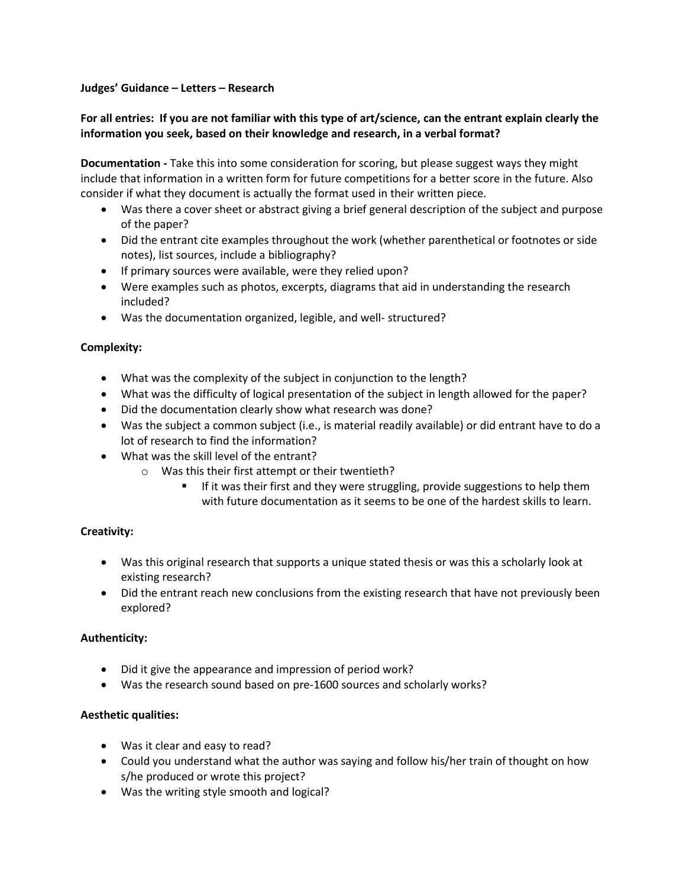**Judges' Guidance – Letters – Research**

**For all entries: If you are not familiar with this type of art/science, can the entrant explain clearly the information you seek, based on their knowledge and research, in a verbal format?**

**Documentation -** Take this into some consideration for scoring, but please suggest ways they might include that information in a written form for future competitions for a better score in the future. Also consider if what they document is actually the format used in their written piece.

- Was there a cover sheet or abstract giving a brief general description of the subject and purpose of the paper?
- Did the entrant cite examples throughout the work (whether parenthetical or footnotes or side notes), list sources, include a bibliography?
- If primary sources were available, were they relied upon?
- Were examples such as photos, excerpts, diagrams that aid in understanding the research included?
- Was the documentation organized, legible, and well- structured?

**Complexity:**

- What was the complexity of the subject in conjunction to the length?
- What was the difficulty of logical presentation of the subject in length allowed for the paper?
- Did the documentation clearly show what research was done?
- Was the subject a common subject (i.e., is material readily available) or did entrant have to do a lot of research to find the information?
- What was the skill level of the entrant?
    - Was this their first attempt or their twentieth?
        - If it was their first and they were struggling, provide suggestions to help them with future documentation as it seems to be one of the hardest skills to learn.

**Creativity:**

- Was this original research that supports a unique stated thesis or was this a scholarly look at existing research?
- Did the entrant reach new conclusions from the existing research that have not previously been explored?

**Authenticity:**

- Did it give the appearance and impression of period work?
- Was the research sound based on pre-1600 sources and scholarly works?

**Aesthetic qualities:**

- Was it clear and easy to read?
- Could you understand what the author was saying and follow his/her train of thought on how s/he produced or wrote this project?
- Was the writing style smooth and logical?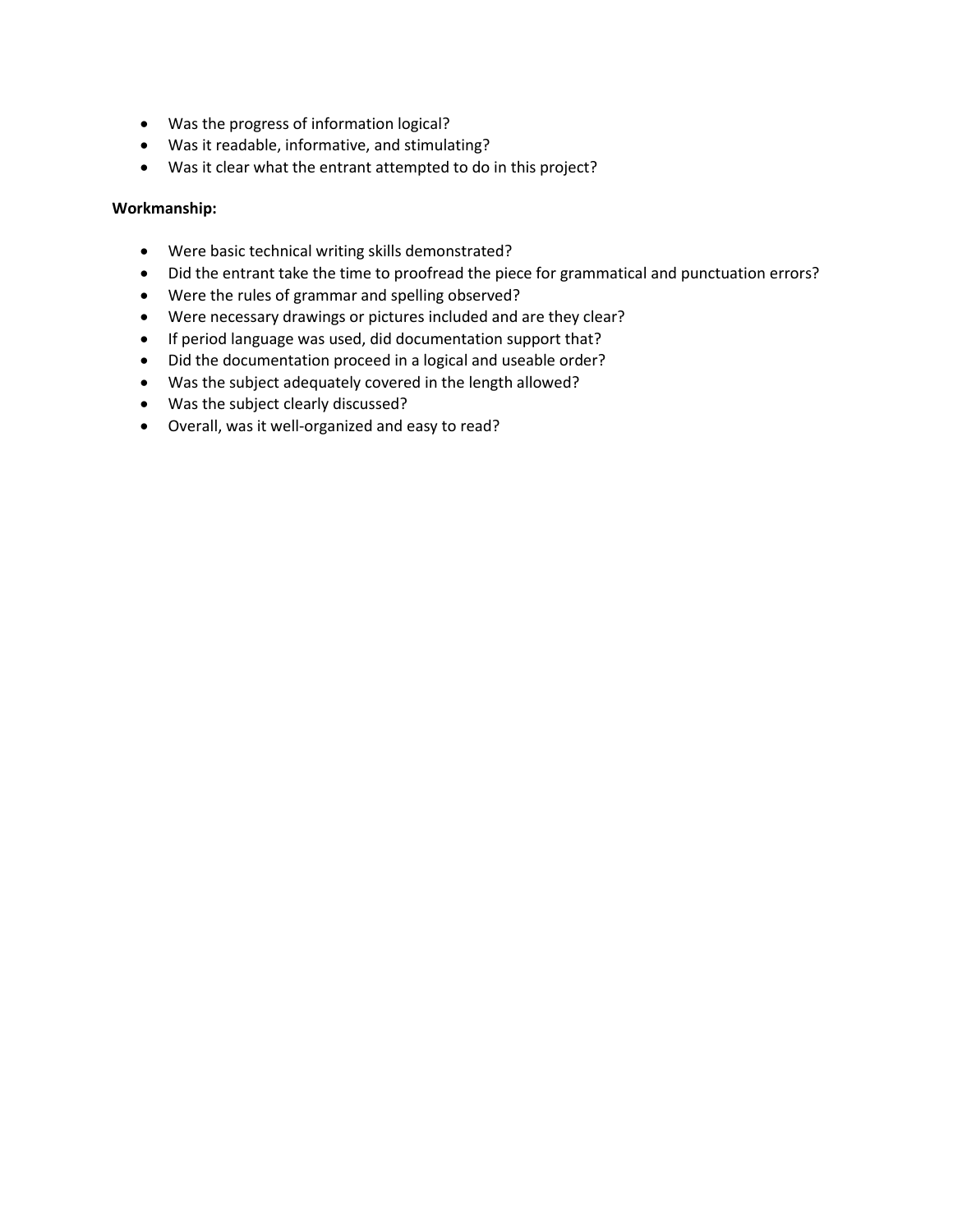- Was the progress of information logical?
- Was it readable, informative, and stimulating?
- Was it clear what the entrant attempted to do in this project?

**Workmanship:**

- Were basic technical writing skills demonstrated?
- Did the entrant take the time to proofread the piece for grammatical and punctuation errors?
- Were the rules of grammar and spelling observed?
- Were necessary drawings or pictures included and are they clear?
- If period language was used, did documentation support that?
- Did the documentation proceed in a logical and useable order?
- Was the subject adequately covered in the length allowed?
- Was the subject clearly discussed?
- Overall, was it well-organized and easy to read?